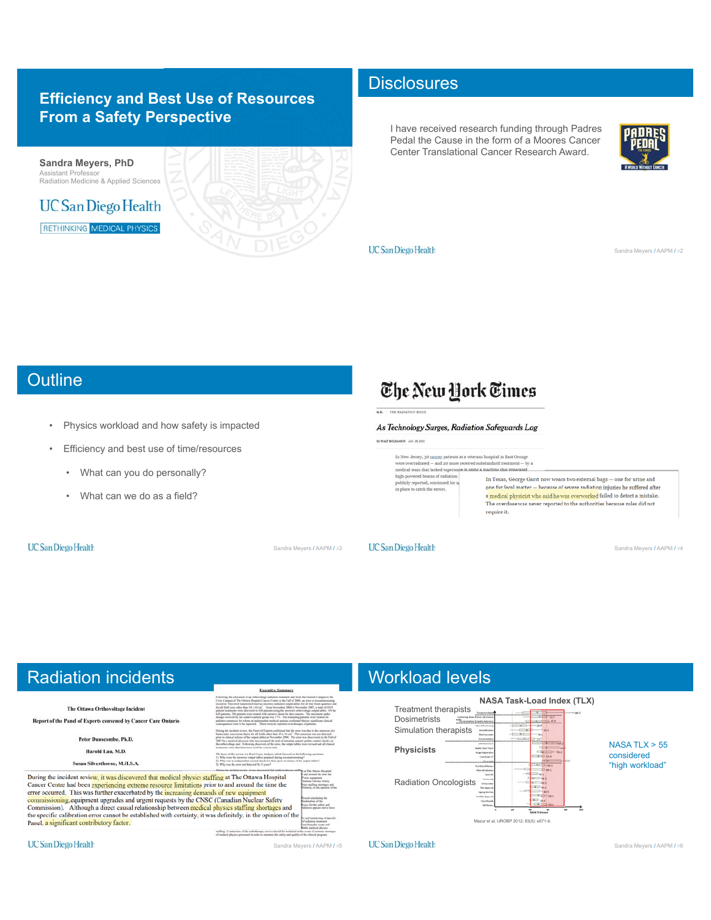# Efficiency and Best Use of Resources From a Safety Perspective

**Sandra Meyers, PhD**
Assistant Professor
Radiation Medicine & Applied Sciences

UC San Diego Health
RETHINKING MEDICAL PHYSICS

## Disclosures

I have received research funding through Padres Pedal the Cause in the form of a Moores Cancer Center Translational Cancer Research Award.

## Outline

- Physics workload and how safety is impacted
- Efficiency and best use of time/resources
  - What can you do personally?
  - What can we do as a field?

## The New York Times

*As Technology Surges, Radiation Safeguards Lag*

In New Jersey, 36 cancer patients at a veterans hospital in East Orange were overradiated — and 20 more received substandard treatment — by a medical team that lacked experience in using a machine that generated high-powered beams of radiation.

In Texas, George Garst now wears two external bags — one for urine and one for fecal matter — because of severe radiation injuries he suffered after a medical physicist who said he was overworked failed to detect a mistake. The overdose was never reported to the authorities because rules did not require it.

## Radiation incidents

The Ottawa Orthovoltage Incident

Report of the Panel of Experts convened by Cancer Care Ontario

Peter Dunscombe, Ph.D.
Harold Lau, M.D.
Susan Silverthorne, M.H.S.A.

During the incident review, it was discovered that medical physics staffing at The Ottawa Hospital Cancer Centre had been experiencing extreme resource limitations prior to and around the time the error occurred. This was further exacerbated by the increasing demands of new equipment commissioning, equipment upgrades and urgent requests by the CNSC (Canadian Nuclear Safety Commission). Although a direct causal relationship between medical physics staffing shortages and the specific calibration error cannot be established with certainty, it was definitely, in the opinion of the Panel, a significant contributory factor.

## Workload levels

**NASA Task-Load Index (TLX)**

- Treatment therapists
- Dosimetrists
- Simulation therapists
- **Physicists**
- Radiation Oncologists

NASA TLX > 55 considered "high workload"

Mazur et al, IJROBP 2012; 83(5): e571-6.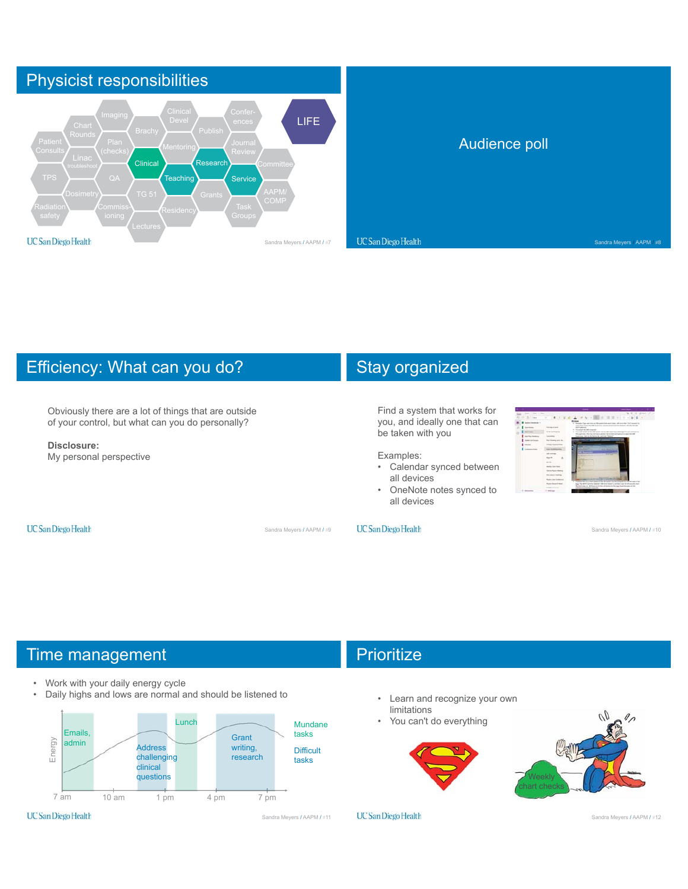## Physicist responsibilities

Imaging, Clinical Devel, Confer-ences, Chart Rounds, Brachy, Publish, LIFE, Patient Consults, Plan (checks), Mentoring, Journal Review, Linac troubleshoot, Clinical, Research, Committee, TPS, QA, Teaching, Service, Dosimetry, TG 51, Grants, AAPM/COMP, Radiation safety, Commiss-ioning, Residency, Task Groups, Lectures

## Audience poll

## Efficiency: What can you do?

Obviously there are a lot of things that are outside of your control, but what can you do personally?

**Disclosure:**
My personal perspective

## Stay organized

Find a system that works for you, and ideally one that can be taken with you

Examples:

- Calendar synced between all devices
- OneNote notes synced to all devices

## Time management

- Work with your daily energy cycle
- Daily highs and lows are normal and should be listened to

Energy

Emails, admin — Address challenging clinical questions — Lunch — Grant writing, research

Mundane tasks

Difficult tasks

7 am, 10 am, 1 pm, 4 pm, 7 pm

## Prioritize

- Learn and recognize your own limitations
- You can't do everything

Weekly chart checks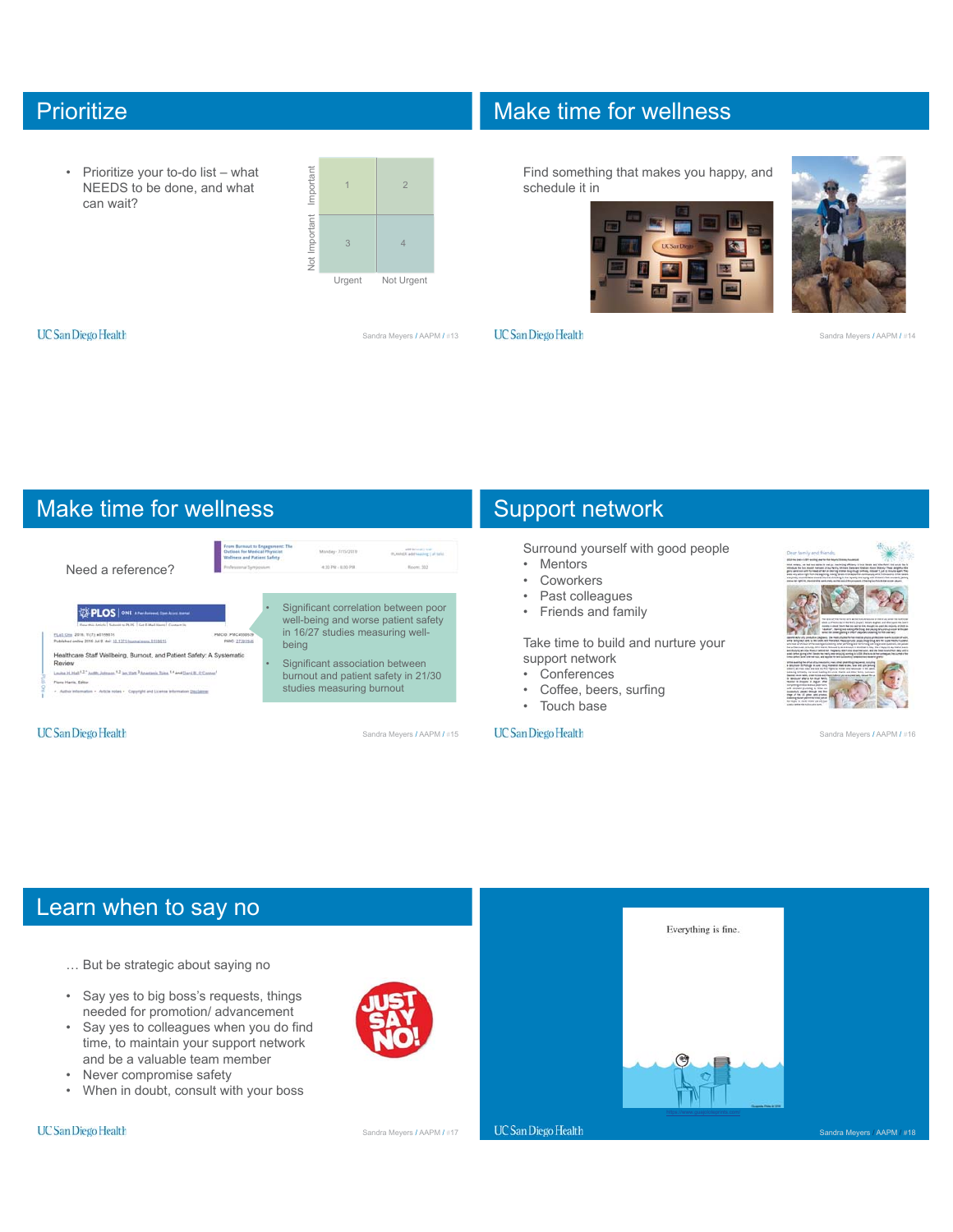## Prioritize

- Prioritize your to-do list – what NEEDS to be done, and what can wait?

| | Urgent | Not Urgent |
|---|---|---|
| Important | 1 | 2 |
| Not Important | 3 | 4 |

## Make time for wellness

Find something that makes you happy, and schedule it in

## Make time for wellness

Need a reference?

- Significant correlation between poor well-being and worse patient safety in 16/27 studies measuring well-being
- Significant association between burnout and patient safety in 21/30 studies measuring burnout

Healthcare Staff Wellbeing, Burnout, and Patient Safety: A Systematic Review

## Support network

Surround yourself with good people

- Mentors
- Coworkers
- Past colleagues
- Friends and family

Take time to build and nurture your support network

- Conferences
- Coffee, beers, surfing
- Touch base

## Learn when to say no

… But be strategic about saying no

- Say yes to big boss's requests, things needed for promotion/ advancement
- Say yes to colleagues when you do find time, to maintain your support network and be a valuable team member
- Never compromise safety
- When in doubt, consult with your boss

JUST SAY NO!

Everything is fine.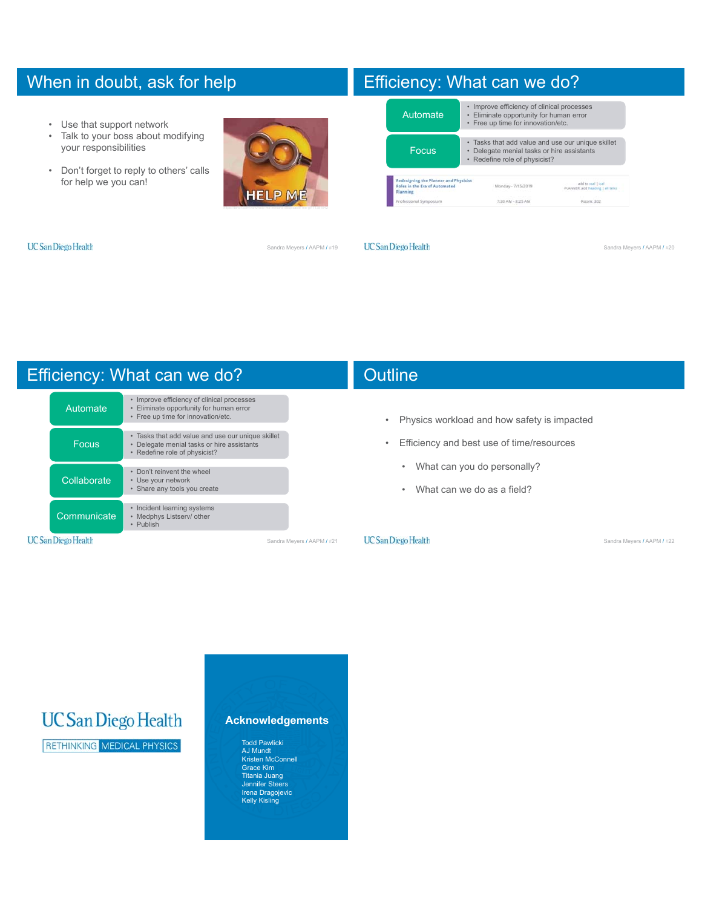## When in doubt, ask for help

- Use that support network
- Talk to your boss about modifying your responsibilities
- Don't forget to reply to others' calls for help we you can!

HELP ME

## Efficiency: What can we do?

**Automate**
- Improve efficiency of clinical processes
- Eliminate opportunity for human error
- Free up time for innovation/etc.

**Focus**
- Tasks that add value and use our unique skillet
- Delegate menial tasks or hire assistants
- Redefine role of physicist?

Redesigning the Planner and Physicist Roles in the Era of Automated Planning
Monday - 7/15/2019
Professional Symposium
7:30 AM - 8:25 AM
Room: 302

## Efficiency: What can we do?

**Automate**
- Improve efficiency of clinical processes
- Eliminate opportunity for human error
- Free up time for innovation/etc.

**Focus**
- Tasks that add value and use our unique skillet
- Delegate menial tasks or hire assistants
- Redefine role of physicist?

**Collaborate**
- Don't reinvent the wheel
- Use your network
- Share any tools you create

**Communicate**
- Incident learning systems
- Medphys Listserv/ other
- Publish

## Outline

- Physics workload and how safety is impacted
- Efficiency and best use of time/resources
  - What can you do personally?
  - What can we do as a field?

UC San Diego Health

RETHINKING MEDICAL PHYSICS

## Acknowledgements

Todd Pawlicki
AJ Mundt
Kristen McConnell
Grace Kim
Titania Juang
Jennifer Steers
Irena Dragojevic
Kelly Kisling